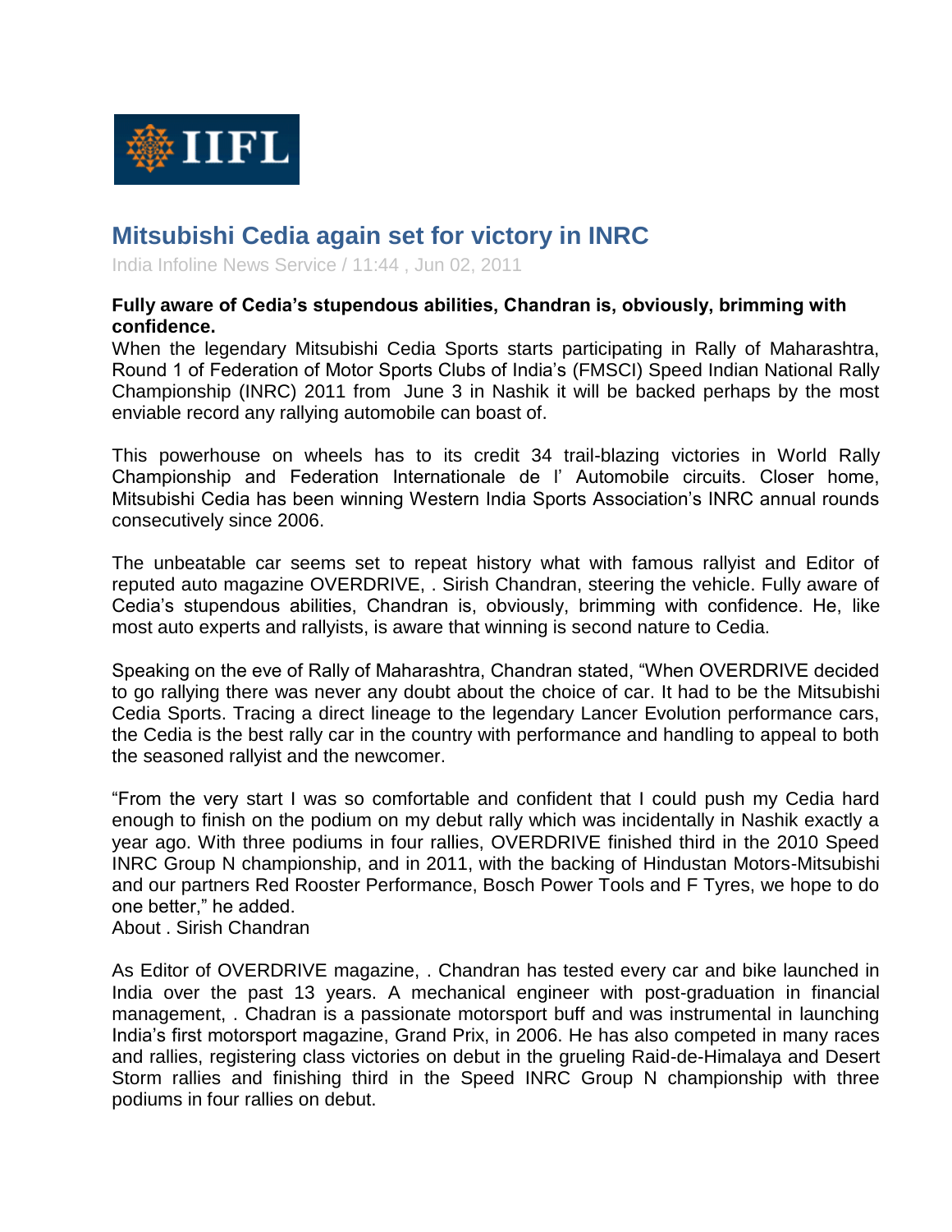IIFL

# Mitsubishi Cedia again set for victory in INRC

India Infoline News Service / 11:44 , Jun 02, 2011

**Fully aware of Cedia's stupendous abilities, Chandran is, obviously, brimming with confidence.**

When the legendary Mitsubishi Cedia Sports starts participating in Rally of Maharashtra, Round 1 of Federation of Motor Sports Clubs of India's (FMSCI) Speed Indian National Rally Championship (INRC) 2011 from June 3 in Nashik it will be backed perhaps by the most enviable record any rallying automobile can boast of.

This powerhouse on wheels has to its credit 34 trail-blazing victories in World Rally Championship and Federation Internationale de l' Automobile circuits. Closer home, Mitsubishi Cedia has been winning Western India Sports Association's INRC annual rounds consecutively since 2006.

The unbeatable car seems set to repeat history what with famous rallyist and Editor of reputed auto magazine OVERDRIVE, . Sirish Chandran, steering the vehicle. Fully aware of Cedia's stupendous abilities, Chandran is, obviously, brimming with confidence. He, like most auto experts and rallyists, is aware that winning is second nature to Cedia.

Speaking on the eve of Rally of Maharashtra, Chandran stated, "When OVERDRIVE decided to go rallying there was never any doubt about the choice of car. It had to be the Mitsubishi Cedia Sports. Tracing a direct lineage to the legendary Lancer Evolution performance cars, the Cedia is the best rally car in the country with performance and handling to appeal to both the seasoned rallyist and the newcomer.

"From the very start I was so comfortable and confident that I could push my Cedia hard enough to finish on the podium on my debut rally which was incidentally in Nashik exactly a year ago. With three podiums in four rallies, OVERDRIVE finished third in the 2010 Speed INRC Group N championship, and in 2011, with the backing of Hindustan Motors-Mitsubishi and our partners Red Rooster Performance, Bosch Power Tools and F Tyres, we hope to do one better," he added.

About . Sirish Chandran

As Editor of OVERDRIVE magazine, . Chandran has tested every car and bike launched in India over the past 13 years. A mechanical engineer with post-graduation in financial management, . Chadran is a passionate motorsport buff and was instrumental in launching India's first motorsport magazine, Grand Prix, in 2006. He has also competed in many races and rallies, registering class victories on debut in the grueling Raid-de-Himalaya and Desert Storm rallies and finishing third in the Speed INRC Group N championship with three podiums in four rallies on debut.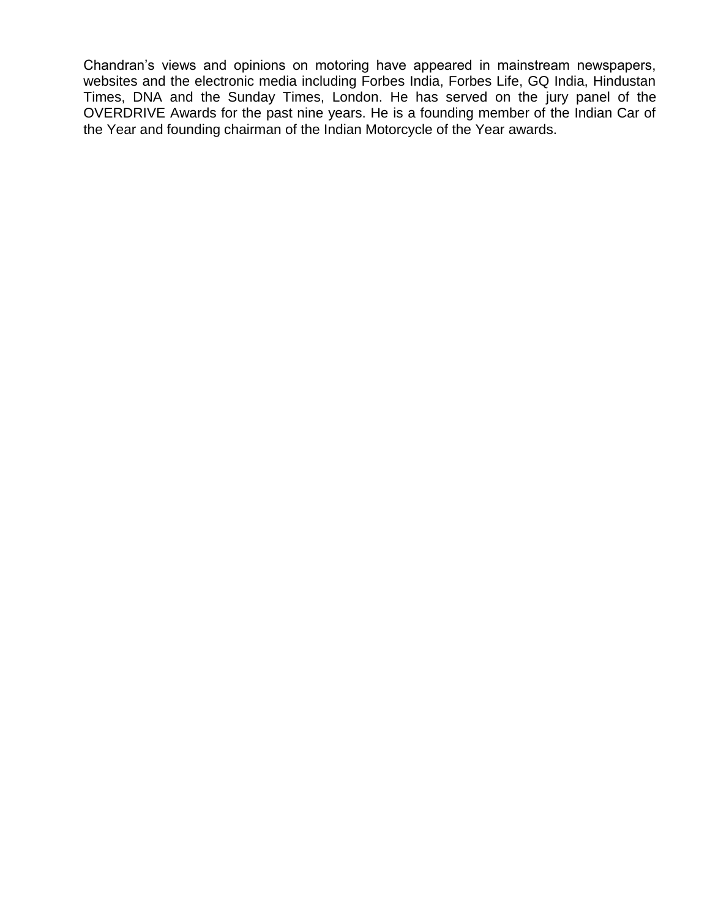Chandran’s views and opinions on motoring have appeared in mainstream newspapers, websites and the electronic media including Forbes India, Forbes Life, GQ India, Hindustan Times, DNA and the Sunday Times, London. He has served on the jury panel of the OVERDRIVE Awards for the past nine years. He is a founding member of the Indian Car of the Year and founding chairman of the Indian Motorcycle of the Year awards.